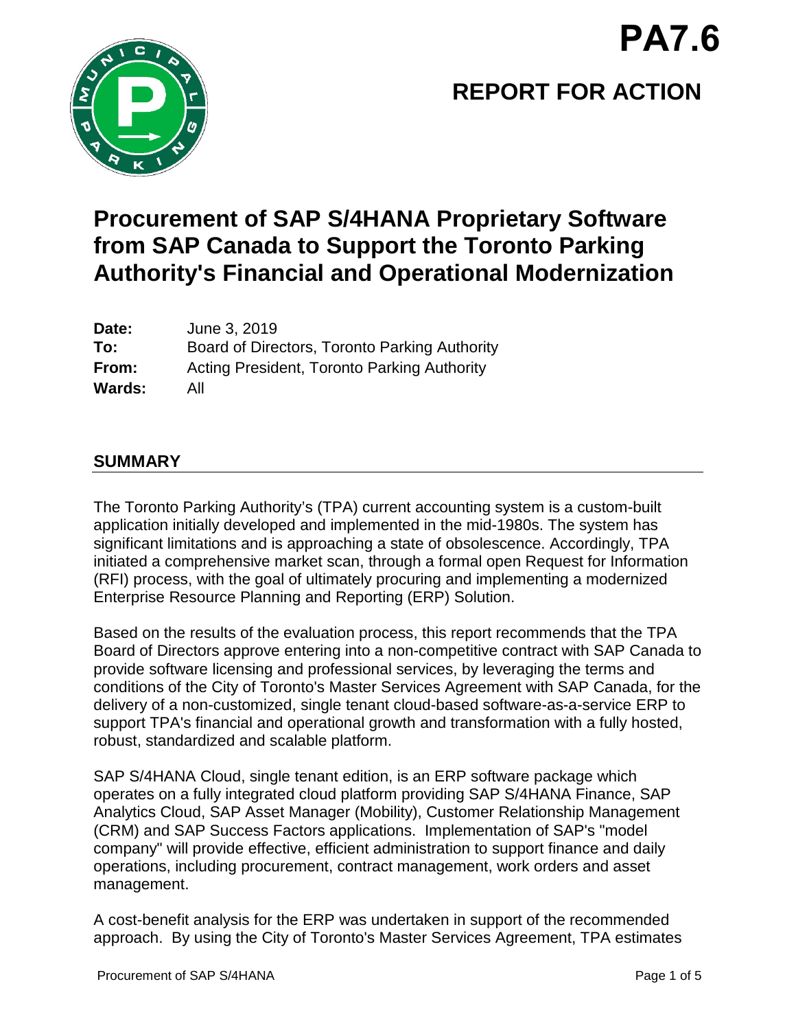# PA7.6

## REPORT FOR ACTION

# Procurement of SAP S/4HANA Proprietary Software from SAP Canada to Support the Toronto Parking Authority's Financial and Operational Modernization

**Date:** June 3, 2019
**To:** Board of Directors, Toronto Parking Authority
**From:** Acting President, Toronto Parking Authority
**Wards:** All

## SUMMARY

The Toronto Parking Authority's (TPA) current accounting system is a custom-built application initially developed and implemented in the mid-1980s. The system has significant limitations and is approaching a state of obsolescence. Accordingly, TPA initiated a comprehensive market scan, through a formal open Request for Information (RFI) process, with the goal of ultimately procuring and implementing a modernized Enterprise Resource Planning and Reporting (ERP) Solution.

Based on the results of the evaluation process, this report recommends that the TPA Board of Directors approve entering into a non-competitive contract with SAP Canada to provide software licensing and professional services, by leveraging the terms and conditions of the City of Toronto's Master Services Agreement with SAP Canada, for the delivery of a non-customized, single tenant cloud-based software-as-a-service ERP to support TPA's financial and operational growth and transformation with a fully hosted, robust, standardized and scalable platform.

SAP S/4HANA Cloud, single tenant edition, is an ERP software package which operates on a fully integrated cloud platform providing SAP S/4HANA Finance, SAP Analytics Cloud, SAP Asset Manager (Mobility), Customer Relationship Management (CRM) and SAP Success Factors applications. Implementation of SAP's "model company" will provide effective, efficient administration to support finance and daily operations, including procurement, contract management, work orders and asset management.

A cost-benefit analysis for the ERP was undertaken in support of the recommended approach. By using the City of Toronto's Master Services Agreement, TPA estimates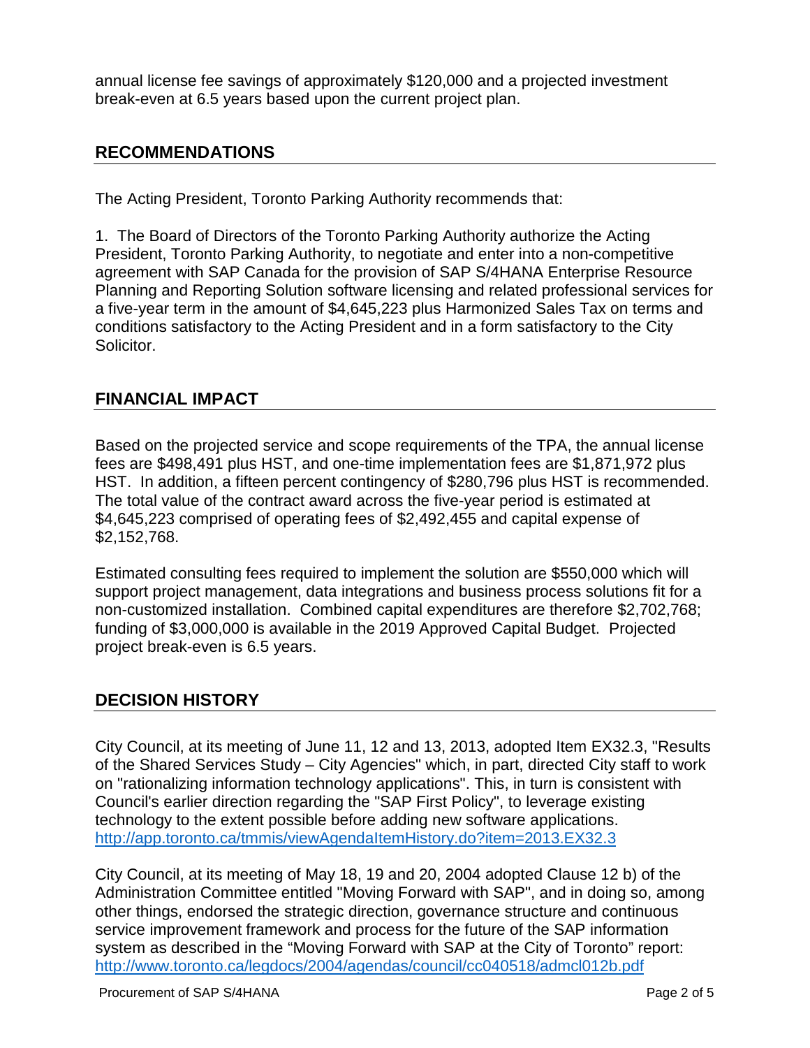annual license fee savings of approximately $120,000 and a projected investment break-even at 6.5 years based upon the current project plan.

## RECOMMENDATIONS

The Acting President, Toronto Parking Authority recommends that:

1. The Board of Directors of the Toronto Parking Authority authorize the Acting President, Toronto Parking Authority, to negotiate and enter into a non-competitive agreement with SAP Canada for the provision of SAP S/4HANA Enterprise Resource Planning and Reporting Solution software licensing and related professional services for a five-year term in the amount of $4,645,223 plus Harmonized Sales Tax on terms and conditions satisfactory to the Acting President and in a form satisfactory to the City Solicitor.

## FINANCIAL IMPACT

Based on the projected service and scope requirements of the TPA, the annual license fees are $498,491 plus HST, and one-time implementation fees are $1,871,972 plus HST. In addition, a fifteen percent contingency of $280,796 plus HST is recommended. The total value of the contract award across the five-year period is estimated at $4,645,223 comprised of operating fees of $2,492,455 and capital expense of $2,152,768.

Estimated consulting fees required to implement the solution are $550,000 which will support project management, data integrations and business process solutions fit for a non-customized installation. Combined capital expenditures are therefore $2,702,768; funding of $3,000,000 is available in the 2019 Approved Capital Budget. Projected project break-even is 6.5 years.

## DECISION HISTORY

City Council, at its meeting of June 11, 12 and 13, 2013, adopted Item EX32.3, "Results of the Shared Services Study – City Agencies" which, in part, directed City staff to work on "rationalizing information technology applications". This, in turn is consistent with Council's earlier direction regarding the "SAP First Policy", to leverage existing technology to the extent possible before adding new software applications.
http://app.toronto.ca/tmmis/viewAgendaItemHistory.do?item=2013.EX32.3

City Council, at its meeting of May 18, 19 and 20, 2004 adopted Clause 12 b) of the Administration Committee entitled "Moving Forward with SAP", and in doing so, among other things, endorsed the strategic direction, governance structure and continuous service improvement framework and process for the future of the SAP information system as described in the "Moving Forward with SAP at the City of Toronto" report:
http://www.toronto.ca/legdocs/2004/agendas/council/cc040518/admcl012b.pdf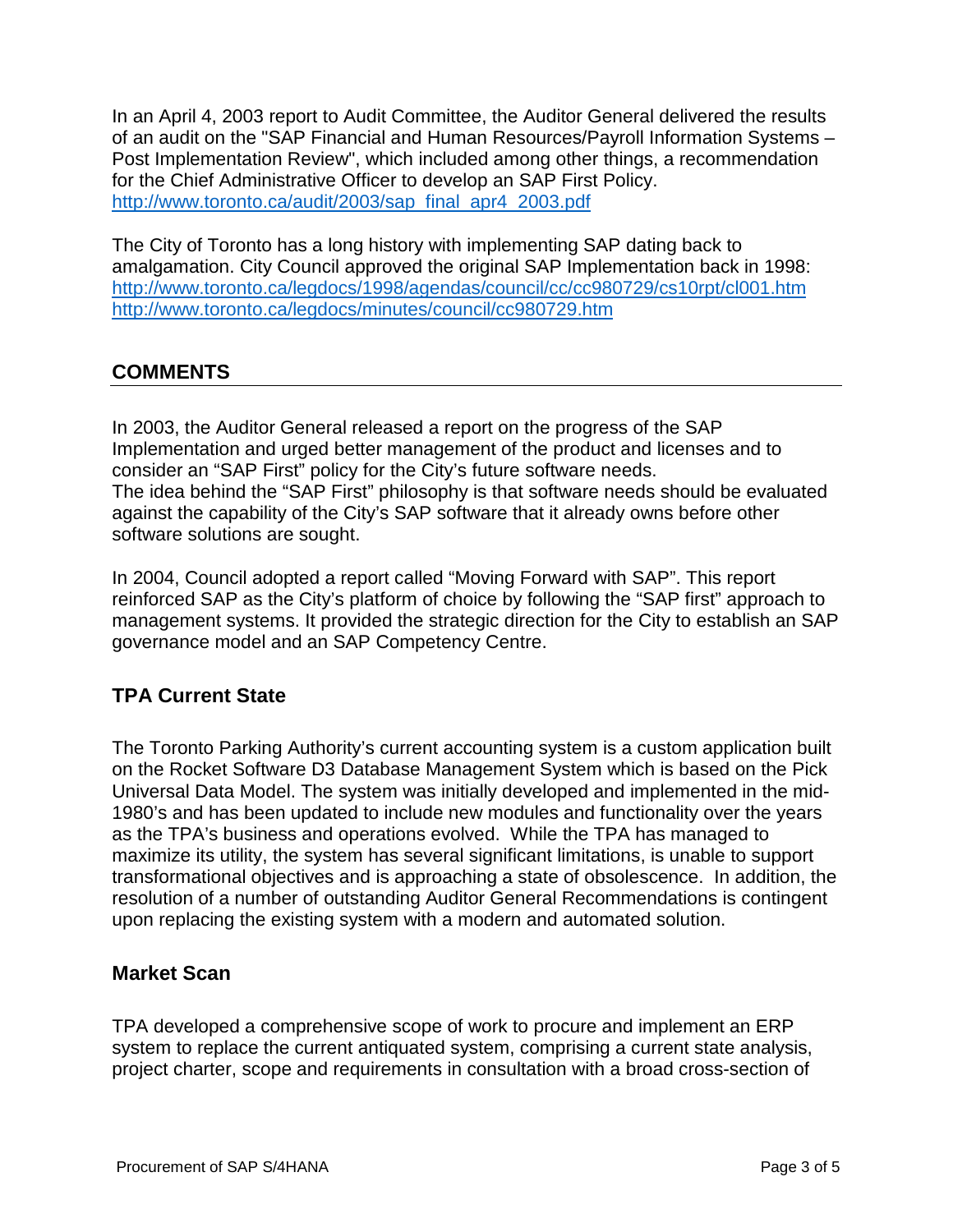In an April 4, 2003 report to Audit Committee, the Auditor General delivered the results of an audit on the "SAP Financial and Human Resources/Payroll Information Systems – Post Implementation Review", which included among other things, a recommendation for the Chief Administrative Officer to develop an SAP First Policy.
http://www.toronto.ca/audit/2003/sap_final_apr4_2003.pdf

The City of Toronto has a long history with implementing SAP dating back to amalgamation. City Council approved the original SAP Implementation back in 1998:
http://www.toronto.ca/legdocs/1998/agendas/council/cc/cc980729/cs10rpt/cl001.htm
http://www.toronto.ca/legdocs/minutes/council/cc980729.htm

## COMMENTS

In 2003, the Auditor General released a report on the progress of the SAP Implementation and urged better management of the product and licenses and to consider an "SAP First" policy for the City's future software needs.
The idea behind the "SAP First" philosophy is that software needs should be evaluated against the capability of the City's SAP software that it already owns before other software solutions are sought.

In 2004, Council adopted a report called "Moving Forward with SAP". This report reinforced SAP as the City's platform of choice by following the "SAP first" approach to management systems. It provided the strategic direction for the City to establish an SAP governance model and an SAP Competency Centre.

### TPA Current State

The Toronto Parking Authority's current accounting system is a custom application built on the Rocket Software D3 Database Management System which is based on the Pick Universal Data Model. The system was initially developed and implemented in the mid-1980's and has been updated to include new modules and functionality over the years as the TPA's business and operations evolved. While the TPA has managed to maximize its utility, the system has several significant limitations, is unable to support transformational objectives and is approaching a state of obsolescence. In addition, the resolution of a number of outstanding Auditor General Recommendations is contingent upon replacing the existing system with a modern and automated solution.

### Market Scan

TPA developed a comprehensive scope of work to procure and implement an ERP system to replace the current antiquated system, comprising a current state analysis, project charter, scope and requirements in consultation with a broad cross-section of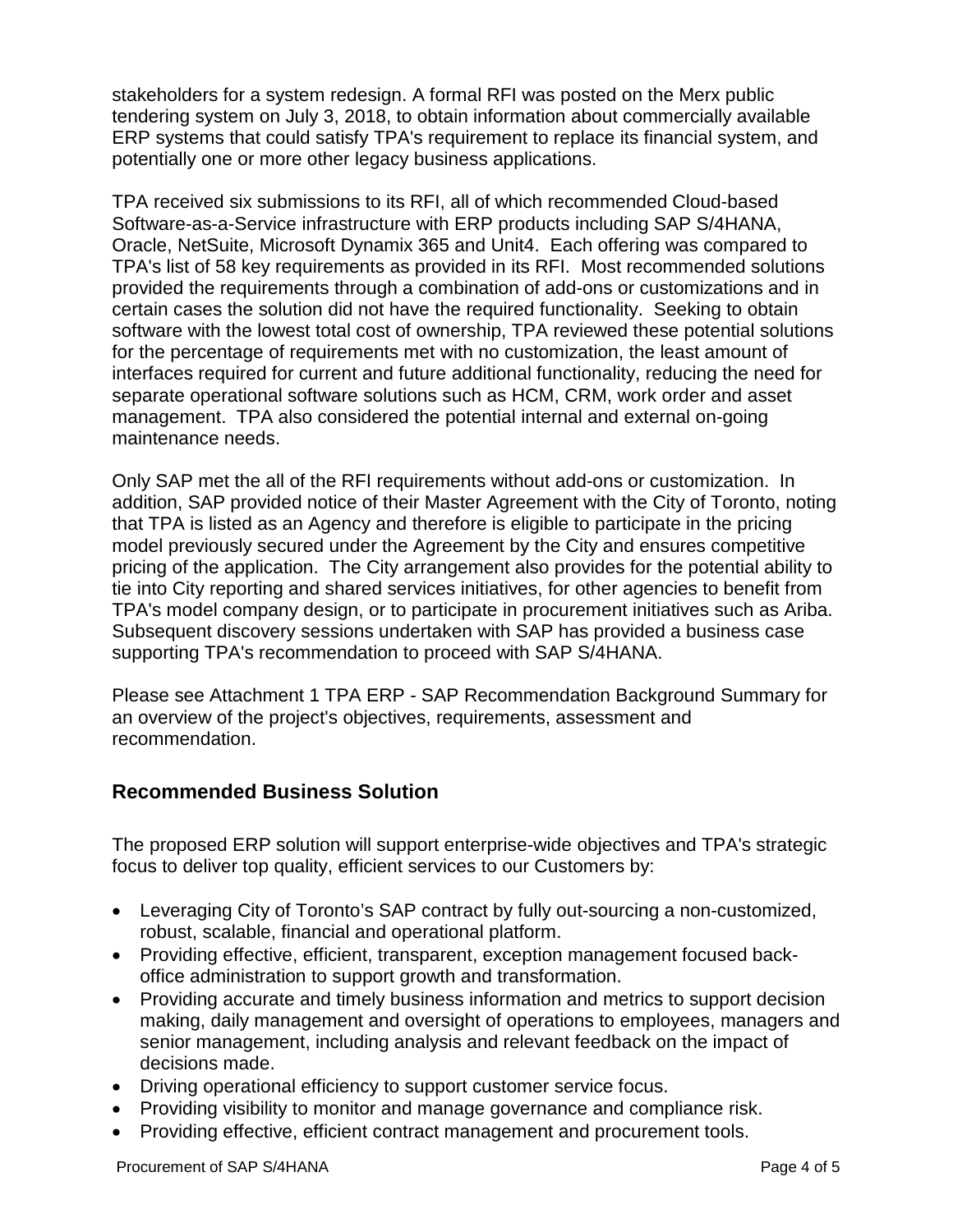stakeholders for a system redesign. A formal RFI was posted on the Merx public tendering system on July 3, 2018, to obtain information about commercially available ERP systems that could satisfy TPA's requirement to replace its financial system, and potentially one or more other legacy business applications.

TPA received six submissions to its RFI, all of which recommended Cloud-based Software-as-a-Service infrastructure with ERP products including SAP S/4HANA, Oracle, NetSuite, Microsoft Dynamix 365 and Unit4. Each offering was compared to TPA's list of 58 key requirements as provided in its RFI. Most recommended solutions provided the requirements through a combination of add-ons or customizations and in certain cases the solution did not have the required functionality. Seeking to obtain software with the lowest total cost of ownership, TPA reviewed these potential solutions for the percentage of requirements met with no customization, the least amount of interfaces required for current and future additional functionality, reducing the need for separate operational software solutions such as HCM, CRM, work order and asset management. TPA also considered the potential internal and external on-going maintenance needs.

Only SAP met the all of the RFI requirements without add-ons or customization. In addition, SAP provided notice of their Master Agreement with the City of Toronto, noting that TPA is listed as an Agency and therefore is eligible to participate in the pricing model previously secured under the Agreement by the City and ensures competitive pricing of the application. The City arrangement also provides for the potential ability to tie into City reporting and shared services initiatives, for other agencies to benefit from TPA's model company design, or to participate in procurement initiatives such as Ariba. Subsequent discovery sessions undertaken with SAP has provided a business case supporting TPA's recommendation to proceed with SAP S/4HANA.

Please see Attachment 1 TPA ERP - SAP Recommendation Background Summary for an overview of the project's objectives, requirements, assessment and recommendation.

## Recommended Business Solution

The proposed ERP solution will support enterprise-wide objectives and TPA's strategic focus to deliver top quality, efficient services to our Customers by:

- Leveraging City of Toronto's SAP contract by fully out-sourcing a non-customized, robust, scalable, financial and operational platform.
- Providing effective, efficient, transparent, exception management focused back-office administration to support growth and transformation.
- Providing accurate and timely business information and metrics to support decision making, daily management and oversight of operations to employees, managers and senior management, including analysis and relevant feedback on the impact of decisions made.
- Driving operational efficiency to support customer service focus.
- Providing visibility to monitor and manage governance and compliance risk.
- Providing effective, efficient contract management and procurement tools.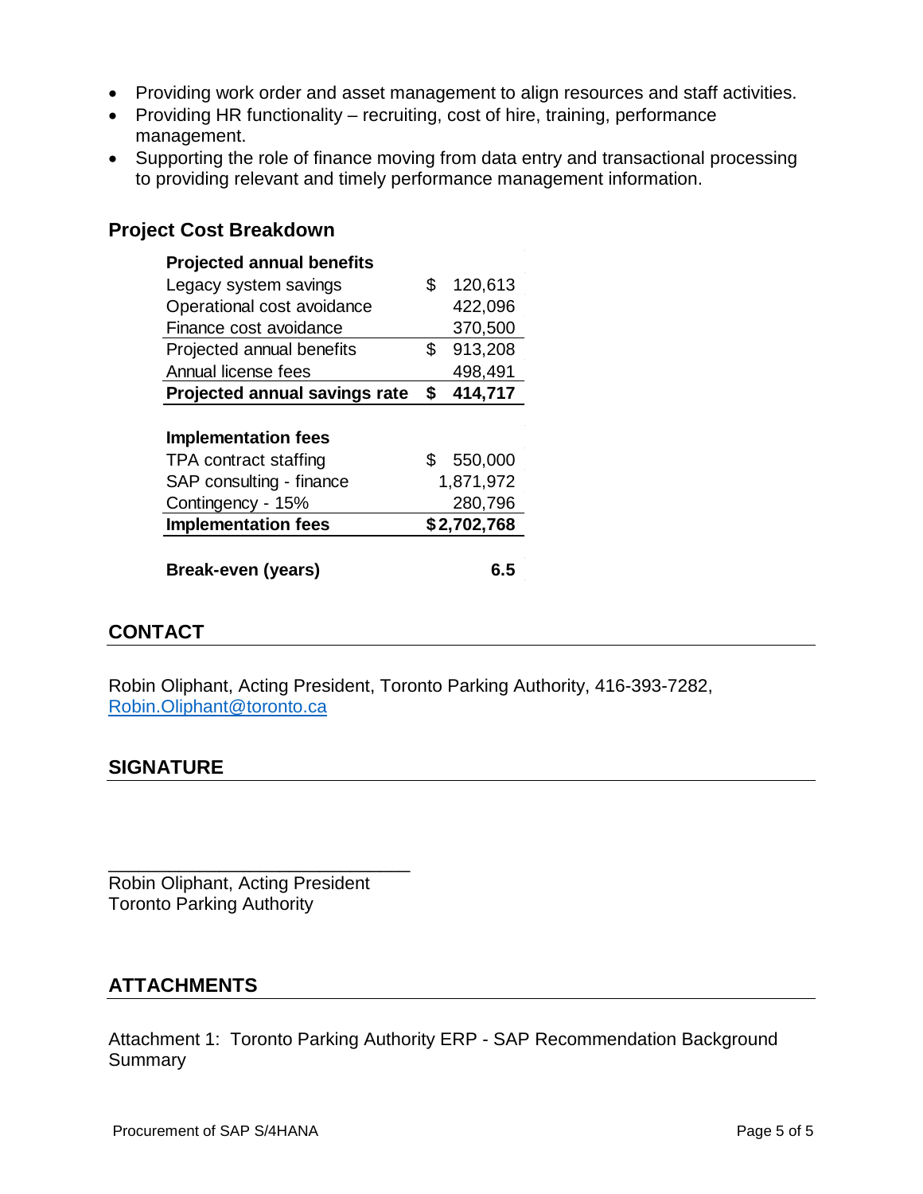- Providing work order and asset management to align resources and staff activities.
- Providing HR functionality – recruiting, cost of hire, training, performance management.
- Supporting the role of finance moving from data entry and transactional processing to providing relevant and timely performance management information.

## Project Cost Breakdown

| | |
|---|---|
| **Projected annual benefits** | |
| Legacy system savings | $ 120,613 |
| Operational cost avoidance | 422,096 |
| Finance cost avoidance | 370,500 |
| Projected annual benefits | $ 913,208 |
| Annual license fees | 498,491 |
| **Projected annual savings rate** | **$ 414,717** |
| | |
| **Implementation fees** | |
| TPA contract staffing | $ 550,000 |
| SAP consulting - finance | 1,871,972 |
| Contingency - 15% | 280,796 |
| **Implementation fees** | **$2,702,768** |
| | |
| **Break-even (years)** | **6.5** |

## CONTACT

Robin Oliphant, Acting President, Toronto Parking Authority, 416-393-7282, Robin.Oliphant@toronto.ca

## SIGNATURE

_______________________________

Robin Oliphant, Acting President
Toronto Parking Authority

## ATTACHMENTS

Attachment 1: Toronto Parking Authority ERP - SAP Recommendation Background Summary